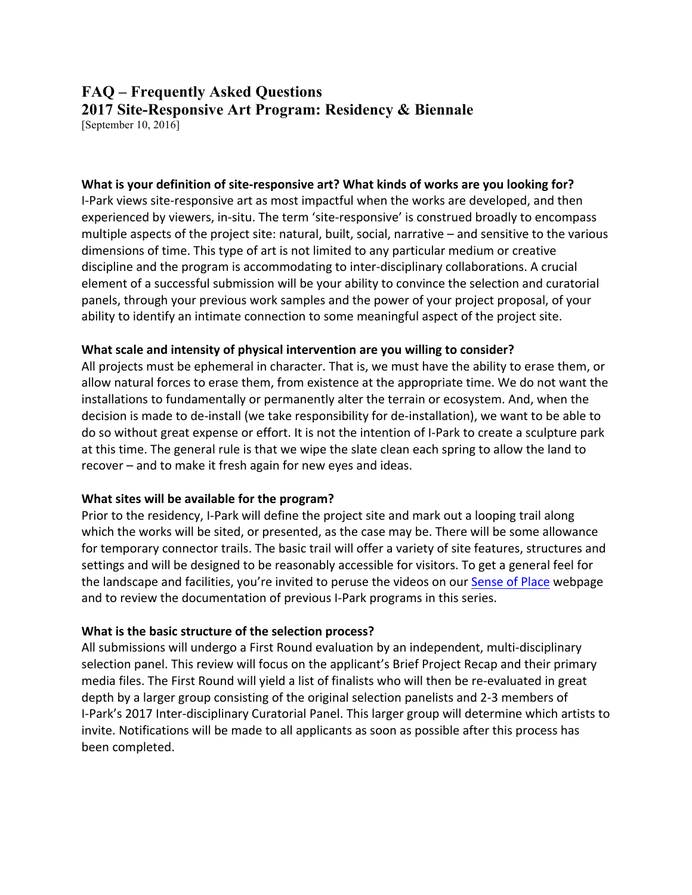# FAQ – Frequently Asked Questions
## 2017 Site-Responsive Art Program: Residency & Biennale

[September 10, 2016]

**What is your definition of site-responsive art? What kinds of works are you looking for?**

I-Park views site-responsive art as most impactful when the works are developed, and then experienced by viewers, in-situ. The term 'site-responsive' is construed broadly to encompass multiple aspects of the project site: natural, built, social, narrative – and sensitive to the various dimensions of time. This type of art is not limited to any particular medium or creative discipline and the program is accommodating to inter-disciplinary collaborations. A crucial element of a successful submission will be your ability to convince the selection and curatorial panels, through your previous work samples and the power of your project proposal, of your ability to identify an intimate connection to some meaningful aspect of the project site.

**What scale and intensity of physical intervention are you willing to consider?**

All projects must be ephemeral in character. That is, we must have the ability to erase them, or allow natural forces to erase them, from existence at the appropriate time. We do not want the installations to fundamentally or permanently alter the terrain or ecosystem. And, when the decision is made to de-install (we take responsibility for de-installation), we want to be able to do so without great expense or effort. It is not the intention of I-Park to create a sculpture park at this time. The general rule is that we wipe the slate clean each spring to allow the land to recover – and to make it fresh again for new eyes and ideas.

**What sites will be available for the program?**

Prior to the residency, I-Park will define the project site and mark out a looping trail along which the works will be sited, or presented, as the case may be. There will be some allowance for temporary connector trails. The basic trail will offer a variety of site features, structures and settings and will be designed to be reasonably accessible for visitors. To get a general feel for the landscape and facilities, you're invited to peruse the videos on our Sense of Place webpage and to review the documentation of previous I-Park programs in this series.

**What is the basic structure of the selection process?**

All submissions will undergo a First Round evaluation by an independent, multi-disciplinary selection panel. This review will focus on the applicant's Brief Project Recap and their primary media files. The First Round will yield a list of finalists who will then be re-evaluated in great depth by a larger group consisting of the original selection panelists and 2-3 members of I-Park's 2017 Inter-disciplinary Curatorial Panel. This larger group will determine which artists to invite. Notifications will be made to all applicants as soon as possible after this process has been completed.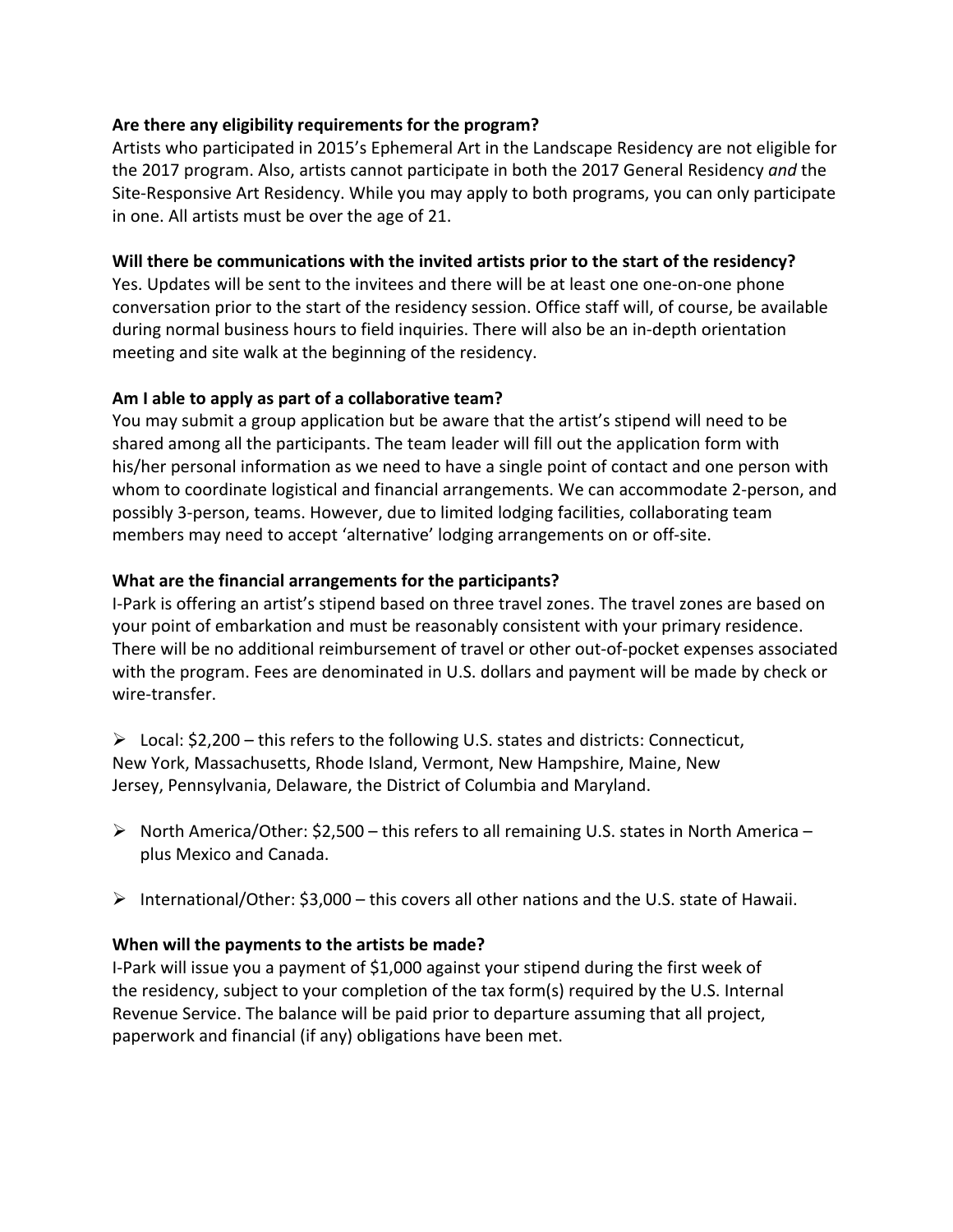**Are there any eligibility requirements for the program?**

Artists who participated in 2015's Ephemeral Art in the Landscape Residency are not eligible for the 2017 program. Also, artists cannot participate in both the 2017 General Residency *and* the Site-Responsive Art Residency. While you may apply to both programs, you can only participate in one. All artists must be over the age of 21.

**Will there be communications with the invited artists prior to the start of the residency?**

Yes. Updates will be sent to the invitees and there will be at least one one-on-one phone conversation prior to the start of the residency session. Office staff will, of course, be available during normal business hours to field inquiries. There will also be an in-depth orientation meeting and site walk at the beginning of the residency.

**Am I able to apply as part of a collaborative team?**

You may submit a group application but be aware that the artist's stipend will need to be shared among all the participants. The team leader will fill out the application form with his/her personal information as we need to have a single point of contact and one person with whom to coordinate logistical and financial arrangements. We can accommodate 2-person, and possibly 3-person, teams. However, due to limited lodging facilities, collaborating team members may need to accept 'alternative' lodging arrangements on or off-site.

**What are the financial arrangements for the participants?**

I-Park is offering an artist's stipend based on three travel zones. The travel zones are based on your point of embarkation and must be reasonably consistent with your primary residence. There will be no additional reimbursement of travel or other out-of-pocket expenses associated with the program. Fees are denominated in U.S. dollars and payment will be made by check or wire-transfer.

- Local: $2,200 – this refers to the following U.S. states and districts: Connecticut, New York, Massachusetts, Rhode Island, Vermont, New Hampshire, Maine, New Jersey, Pennsylvania, Delaware, the District of Columbia and Maryland.
- North America/Other: $2,500 – this refers to all remaining U.S. states in North America – plus Mexico and Canada.
- International/Other: $3,000 – this covers all other nations and the U.S. state of Hawaii.

**When will the payments to the artists be made?**

I-Park will issue you a payment of $1,000 against your stipend during the first week of the residency, subject to your completion of the tax form(s) required by the U.S. Internal Revenue Service. The balance will be paid prior to departure assuming that all project, paperwork and financial (if any) obligations have been met.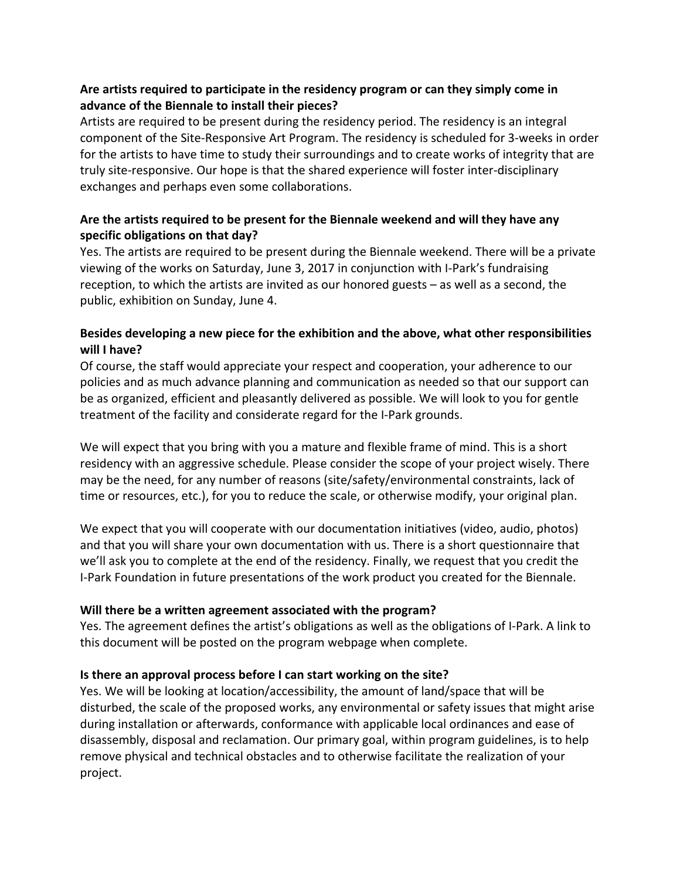**Are artists required to participate in the residency program or can they simply come in advance of the Biennale to install their pieces?**

Artists are required to be present during the residency period. The residency is an integral component of the Site-Responsive Art Program. The residency is scheduled for 3-weeks in order for the artists to have time to study their surroundings and to create works of integrity that are truly site-responsive. Our hope is that the shared experience will foster inter-disciplinary exchanges and perhaps even some collaborations.

**Are the artists required to be present for the Biennale weekend and will they have any specific obligations on that day?**

Yes. The artists are required to be present during the Biennale weekend. There will be a private viewing of the works on Saturday, June 3, 2017 in conjunction with I-Park's fundraising reception, to which the artists are invited as our honored guests – as well as a second, the public, exhibition on Sunday, June 4.

**Besides developing a new piece for the exhibition and the above, what other responsibilities will I have?**

Of course, the staff would appreciate your respect and cooperation, your adherence to our policies and as much advance planning and communication as needed so that our support can be as organized, efficient and pleasantly delivered as possible. We will look to you for gentle treatment of the facility and considerate regard for the I-Park grounds.

We will expect that you bring with you a mature and flexible frame of mind. This is a short residency with an aggressive schedule. Please consider the scope of your project wisely. There may be the need, for any number of reasons (site/safety/environmental constraints, lack of time or resources, etc.), for you to reduce the scale, or otherwise modify, your original plan.

We expect that you will cooperate with our documentation initiatives (video, audio, photos) and that you will share your own documentation with us. There is a short questionnaire that we'll ask you to complete at the end of the residency. Finally, we request that you credit the I-Park Foundation in future presentations of the work product you created for the Biennale.

**Will there be a written agreement associated with the program?**

Yes. The agreement defines the artist's obligations as well as the obligations of I-Park. A link to this document will be posted on the program webpage when complete.

**Is there an approval process before I can start working on the site?**

Yes. We will be looking at location/accessibility, the amount of land/space that will be disturbed, the scale of the proposed works, any environmental or safety issues that might arise during installation or afterwards, conformance with applicable local ordinances and ease of disassembly, disposal and reclamation. Our primary goal, within program guidelines, is to help remove physical and technical obstacles and to otherwise facilitate the realization of your project.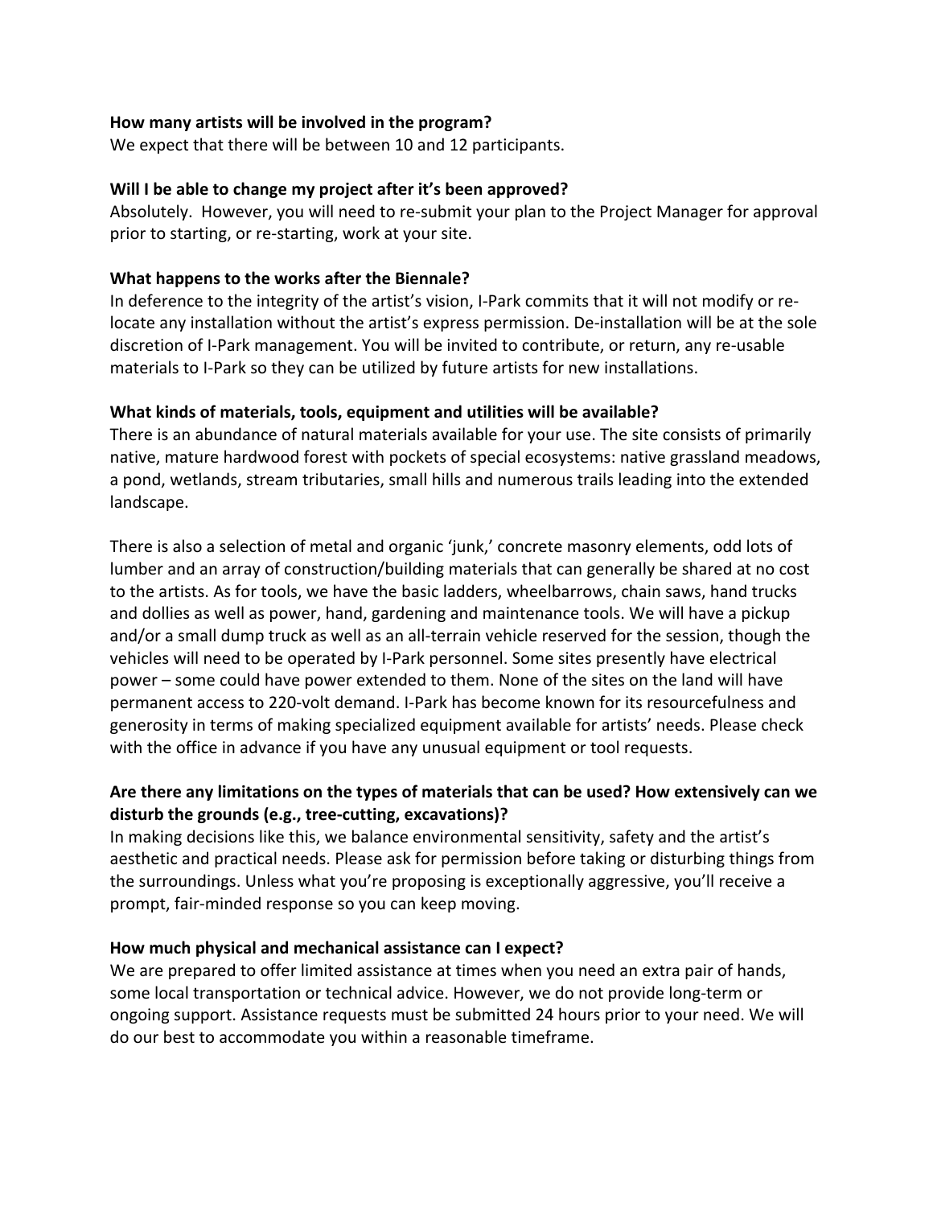**How many artists will be involved in the program?**
We expect that there will be between 10 and 12 participants.

**Will I be able to change my project after it's been approved?**
Absolutely. However, you will need to re-submit your plan to the Project Manager for approval prior to starting, or re-starting, work at your site.

**What happens to the works after the Biennale?**
In deference to the integrity of the artist's vision, I-Park commits that it will not modify or re-locate any installation without the artist's express permission. De-installation will be at the sole discretion of I-Park management. You will be invited to contribute, or return, any re-usable materials to I-Park so they can be utilized by future artists for new installations.

**What kinds of materials, tools, equipment and utilities will be available?**
There is an abundance of natural materials available for your use. The site consists of primarily native, mature hardwood forest with pockets of special ecosystems: native grassland meadows, a pond, wetlands, stream tributaries, small hills and numerous trails leading into the extended landscape.

There is also a selection of metal and organic 'junk,' concrete masonry elements, odd lots of lumber and an array of construction/building materials that can generally be shared at no cost to the artists. As for tools, we have the basic ladders, wheelbarrows, chain saws, hand trucks and dollies as well as power, hand, gardening and maintenance tools. We will have a pickup and/or a small dump truck as well as an all-terrain vehicle reserved for the session, though the vehicles will need to be operated by I-Park personnel. Some sites presently have electrical power – some could have power extended to them. None of the sites on the land will have permanent access to 220-volt demand. I-Park has become known for its resourcefulness and generosity in terms of making specialized equipment available for artists' needs. Please check with the office in advance if you have any unusual equipment or tool requests.

**Are there any limitations on the types of materials that can be used? How extensively can we disturb the grounds (e.g., tree-cutting, excavations)?**
In making decisions like this, we balance environmental sensitivity, safety and the artist's aesthetic and practical needs. Please ask for permission before taking or disturbing things from the surroundings. Unless what you're proposing is exceptionally aggressive, you'll receive a prompt, fair-minded response so you can keep moving.

**How much physical and mechanical assistance can I expect?**
We are prepared to offer limited assistance at times when you need an extra pair of hands, some local transportation or technical advice. However, we do not provide long-term or ongoing support. Assistance requests must be submitted 24 hours prior to your need. We will do our best to accommodate you within a reasonable timeframe.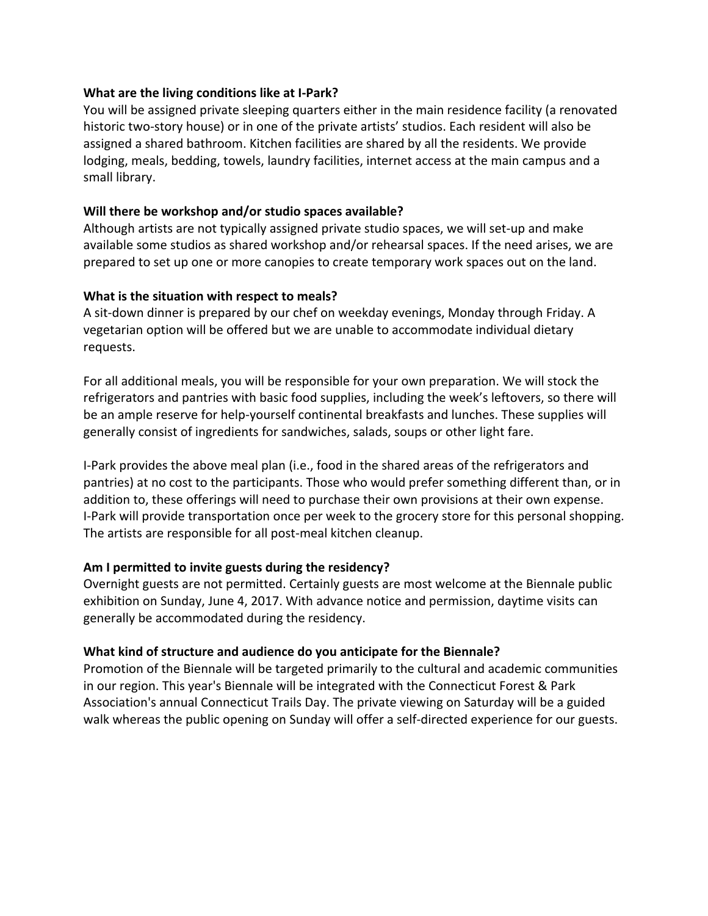**What are the living conditions like at I-Park?**

You will be assigned private sleeping quarters either in the main residence facility (a renovated historic two-story house) or in one of the private artists' studios. Each resident will also be assigned a shared bathroom. Kitchen facilities are shared by all the residents. We provide lodging, meals, bedding, towels, laundry facilities, internet access at the main campus and a small library.

**Will there be workshop and/or studio spaces available?**

Although artists are not typically assigned private studio spaces, we will set-up and make available some studios as shared workshop and/or rehearsal spaces. If the need arises, we are prepared to set up one or more canopies to create temporary work spaces out on the land.

**What is the situation with respect to meals?**

A sit-down dinner is prepared by our chef on weekday evenings, Monday through Friday. A vegetarian option will be offered but we are unable to accommodate individual dietary requests.

For all additional meals, you will be responsible for your own preparation. We will stock the refrigerators and pantries with basic food supplies, including the week's leftovers, so there will be an ample reserve for help-yourself continental breakfasts and lunches. These supplies will generally consist of ingredients for sandwiches, salads, soups or other light fare.

I-Park provides the above meal plan (i.e., food in the shared areas of the refrigerators and pantries) at no cost to the participants. Those who would prefer something different than, or in addition to, these offerings will need to purchase their own provisions at their own expense. I-Park will provide transportation once per week to the grocery store for this personal shopping. The artists are responsible for all post-meal kitchen cleanup.

**Am I permitted to invite guests during the residency?**

Overnight guests are not permitted. Certainly guests are most welcome at the Biennale public exhibition on Sunday, June 4, 2017. With advance notice and permission, daytime visits can generally be accommodated during the residency.

**What kind of structure and audience do you anticipate for the Biennale?**

Promotion of the Biennale will be targeted primarily to the cultural and academic communities in our region. This year's Biennale will be integrated with the Connecticut Forest & Park Association's annual Connecticut Trails Day. The private viewing on Saturday will be a guided walk whereas the public opening on Sunday will offer a self-directed experience for our guests.